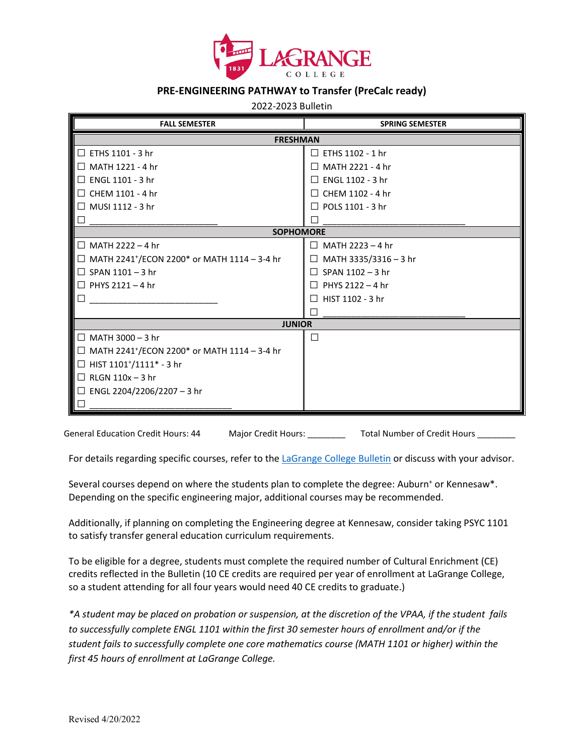# LAGRANGE COLLEGE

## PRE-ENGINEERING PATHWAY to Transfer (PreCalc ready)

2022-2023 Bulletin

| FALL SEMESTER | SPRING SEMESTER |
|---|---|
| **FRESHMAN** | |
| ☐ ETHS 1101 - 3 hr | ☐ ETHS 1102 - 1 hr |
| ☐ MATH 1221 - 4 hr | ☐ MATH 2221 - 4 hr |
| ☐ ENGL 1101 - 3 hr | ☐ ENGL 1102 - 3 hr |
| ☐ CHEM 1101 - 4 hr | ☐ CHEM 1102 - 4 hr |
| ☐ MUSI 1112 - 3 hr | ☐ POLS 1101 - 3 hr |
| ☐ ___________________________ | ☐ _______________________________ |
| **SOPHOMORE** | |
| ☐ MATH 2222 – 4 hr | ☐ MATH 2223 – 4 hr |
| ☐ MATH 2241⁺/ECON 2200* or MATH 1114 – 3-4 hr | ☐ MATH 3335/3316 – 3 hr |
| ☐ SPAN 1101 – 3 hr | ☐ SPAN 1102 – 3 hr |
| ☐ PHYS 2121 – 4 hr | ☐ PHYS 2122 – 4 hr |
| ☐ ___________________________ | ☐ HIST 1102 - 3 hr |
| | ☐ _______________________________ |
| **JUNIOR** | |
| ☐ MATH 3000 – 3 hr | ☐ |
| ☐ MATH 2241⁺/ECON 2200* or MATH 1114 – 3-4 hr | |
| ☐ HIST 1101⁺/1111* - 3 hr | |
| ☐ RLGN 110x – 3 hr | |
| ☐ ENGL 2204/2206/2207 – 3 hr | |
| ☐ _______________________________ | |

General Education Credit Hours: 44 Major Credit Hours: ________ Total Number of Credit Hours ________

For details regarding specific courses, refer to the [LaGrange College Bulletin]() or discuss with your advisor.

Several courses depend on where the students plan to complete the degree: Auburn⁺ or Kennesaw*. Depending on the specific engineering major, additional courses may be recommended.

Additionally, if planning on completing the Engineering degree at Kennesaw, consider taking PSYC 1101 to satisfy transfer general education curriculum requirements.

To be eligible for a degree, students must complete the required number of Cultural Enrichment (CE) credits reflected in the Bulletin (10 CE credits are required per year of enrollment at LaGrange College, so a student attending for all four years would need 40 CE credits to graduate.)

*\*A student may be placed on probation or suspension, at the discretion of the VPAA, if the student fails to successfully complete ENGL 1101 within the first 30 semester hours of enrollment and/or if the student fails to successfully complete one core mathematics course (MATH 1101 or higher) within the first 45 hours of enrollment at LaGrange College.*

Revised 4/20/2022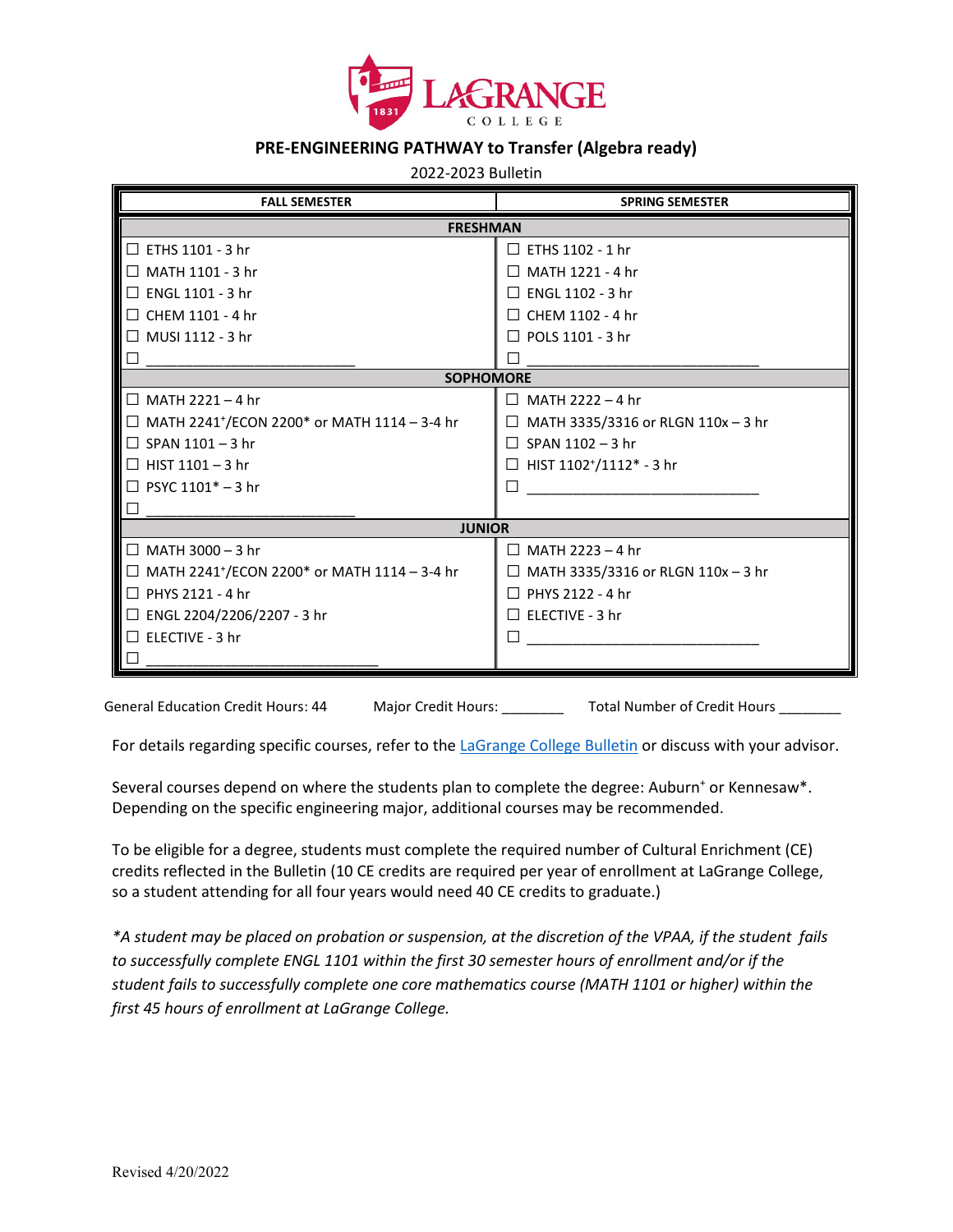# LaGrange College

## PRE-ENGINEERING PATHWAY to Transfer (Algebra ready)

2022-2023 Bulletin

| FALL SEMESTER | SPRING SEMESTER |
|---|---|
| **FRESHMAN** | |
| ☐ ETHS 1101 - 3 hr | ☐ ETHS 1102 - 1 hr |
| ☐ MATH 1101 - 3 hr | ☐ MATH 1221 - 4 hr |
| ☐ ENGL 1101 - 3 hr | ☐ ENGL 1102 - 3 hr |
| ☐ CHEM 1101 - 4 hr | ☐ CHEM 1102 - 4 hr |
| ☐ MUSI 1112 - 3 hr | ☐ POLS 1101 - 3 hr |
| ☐ ___________________________ | ☐ ______________________________ |
| **SOPHOMORE** | |
| ☐ MATH 2221 – 4 hr | ☐ MATH 2222 – 4 hr |
| ☐ MATH 2241+/ECON 2200* or MATH 1114 – 3-4 hr | ☐ MATH 3335/3316 or RLGN 110x – 3 hr |
| ☐ SPAN 1101 – 3 hr | ☐ SPAN 1102 – 3 hr |
| ☐ HIST 1101 – 3 hr | ☐ HIST 1102+/1112* - 3 hr |
| ☐ PSYC 1101* – 3 hr | ☐ ______________________________ |
| ☐ ___________________________ | |
| **JUNIOR** | |
| ☐ MATH 3000 – 3 hr | ☐ MATH 2223 – 4 hr |
| ☐ MATH 2241+/ECON 2200* or MATH 1114 – 3-4 hr | ☐ MATH 3335/3316 or RLGN 110x – 3 hr |
| ☐ PHYS 2121 - 4 hr | ☐ PHYS 2122 - 4 hr |
| ☐ ENGL 2204/2206/2207 - 3 hr | ☐ ELECTIVE - 3 hr |
| ☐ ELECTIVE - 3 hr | ☐ ______________________________ |
| ☐ ______________________________ | |

General Education Credit Hours: 44 Major Credit Hours: ________ Total Number of Credit Hours ________

For details regarding specific courses, refer to the LaGrange College Bulletin or discuss with your advisor.

Several courses depend on where the students plan to complete the degree: Auburn+ or Kennesaw*. Depending on the specific engineering major, additional courses may be recommended.

To be eligible for a degree, students must complete the required number of Cultural Enrichment (CE) credits reflected in the Bulletin (10 CE credits are required per year of enrollment at LaGrange College, so a student attending for all four years would need 40 CE credits to graduate.)

*\*A student may be placed on probation or suspension, at the discretion of the VPAA, if the student fails to successfully complete ENGL 1101 within the first 30 semester hours of enrollment and/or if the student fails to successfully complete one core mathematics course (MATH 1101 or higher) within the first 45 hours of enrollment at LaGrange College.*

Revised 4/20/2022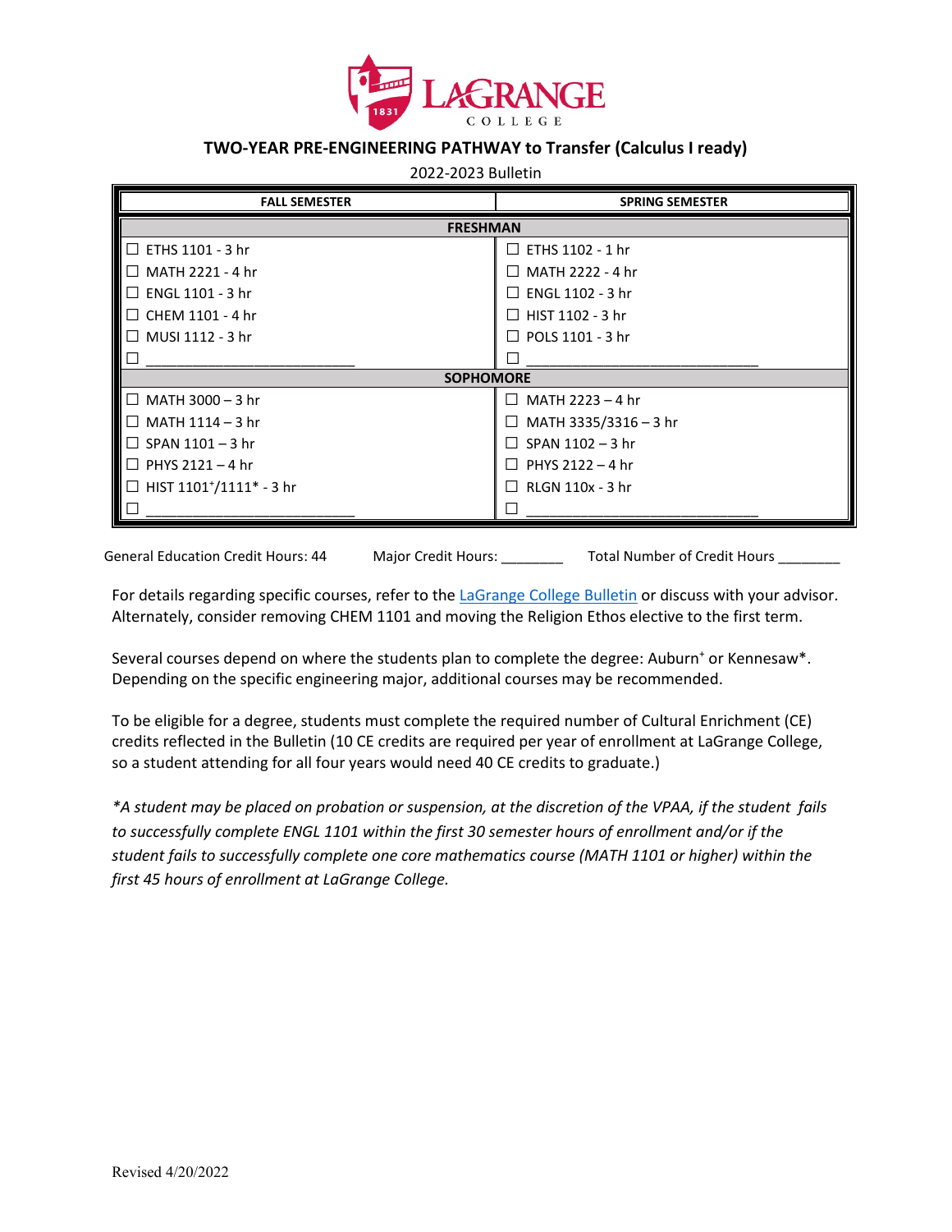LaGrange College

## TWO-YEAR PRE-ENGINEERING PATHWAY to Transfer (Calculus I ready)

2022-2023 Bulletin

| FALL SEMESTER | SPRING SEMESTER |
|---|---|
| **FRESHMAN** | |
| ☐ ETHS 1101 - 3 hr | ☐ ETHS 1102 - 1 hr |
| ☐ MATH 2221 - 4 hr | ☐ MATH 2222 - 4 hr |
| ☐ ENGL 1101 - 3 hr | ☐ ENGL 1102 - 3 hr |
| ☐ CHEM 1101 - 4 hr | ☐ HIST 1102 - 3 hr |
| ☐ MUSI 1112 - 3 hr | ☐ POLS 1101 - 3 hr |
| ☐ ___________________________ | ☐ ______________________________ |
| **SOPHOMORE** | |
| ☐ MATH 3000 – 3 hr | ☐ MATH 2223 – 4 hr |
| ☐ MATH 1114 – 3 hr | ☐ MATH 3335/3316 – 3 hr |
| ☐ SPAN 1101 – 3 hr | ☐ SPAN 1102 – 3 hr |
| ☐ PHYS 2121 – 4 hr | ☐ PHYS 2122 – 4 hr |
| ☐ HIST 1101+/1111* - 3 hr | ☐ RLGN 110x - 3 hr |
| ☐ ___________________________ | ☐ ______________________________ |

General Education Credit Hours: 44 Major Credit Hours: ________ Total Number of Credit Hours ________

For details regarding specific courses, refer to the [LaGrange College Bulletin] or discuss with your advisor. Alternately, consider removing CHEM 1101 and moving the Religion Ethos elective to the first term.

Several courses depend on where the students plan to complete the degree: Auburn+ or Kennesaw*. Depending on the specific engineering major, additional courses may be recommended.

To be eligible for a degree, students must complete the required number of Cultural Enrichment (CE) credits reflected in the Bulletin (10 CE credits are required per year of enrollment at LaGrange College, so a student attending for all four years would need 40 CE credits to graduate.)

*\*A student may be placed on probation or suspension, at the discretion of the VPAA, if the student fails to successfully complete ENGL 1101 within the first 30 semester hours of enrollment and/or if the student fails to successfully complete one core mathematics course (MATH 1101 or higher) within the first 45 hours of enrollment at LaGrange College.*

Revised 4/20/2022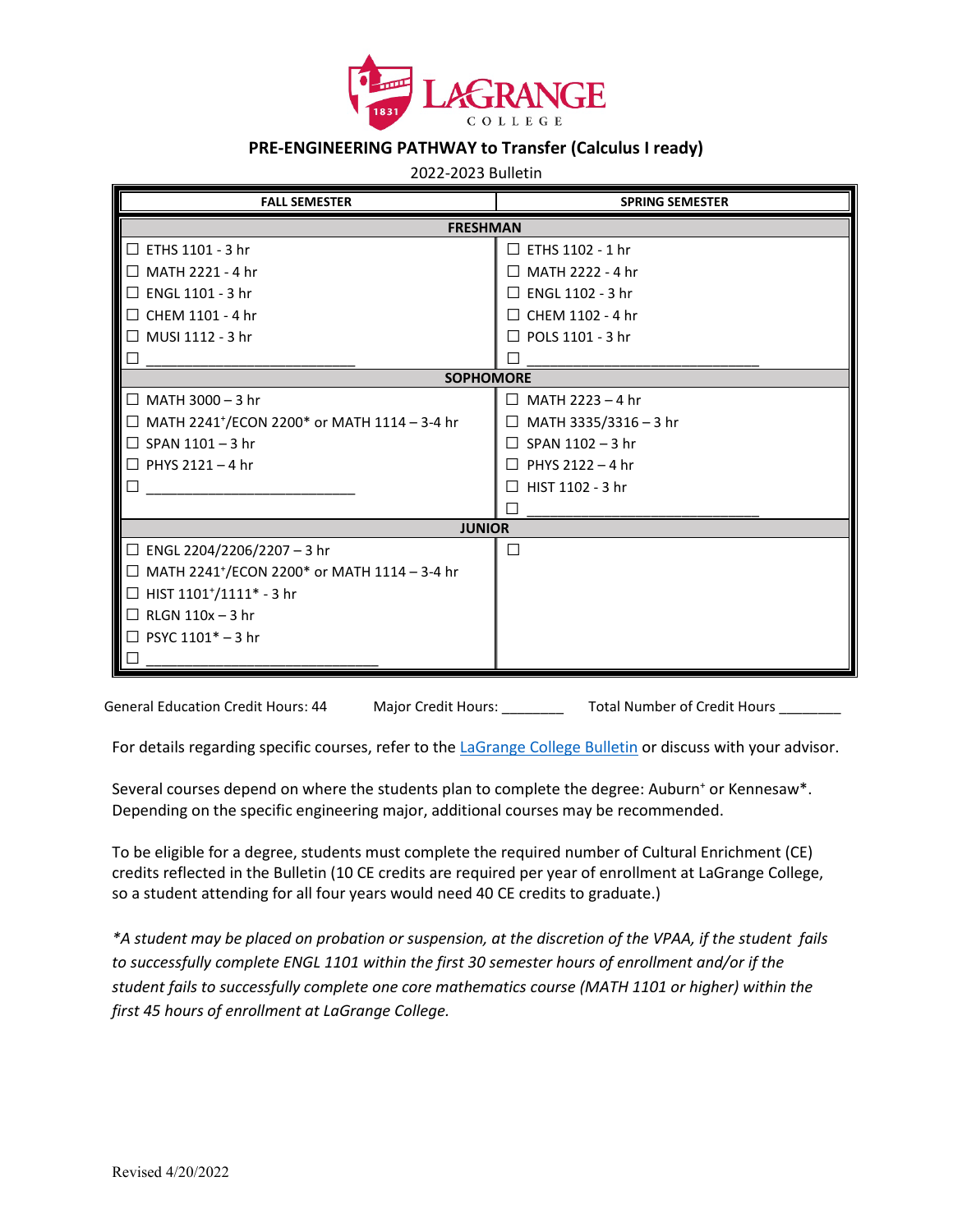LaGrange College

## PRE-ENGINEERING PATHWAY to Transfer (Calculus I ready)

2022-2023 Bulletin

| FALL SEMESTER | SPRING SEMESTER |
|---|---|
| **FRESHMAN** | |
| ☐ ETHS 1101 - 3 hr | ☐ ETHS 1102 - 1 hr |
| ☐ MATH 2221 - 4 hr | ☐ MATH 2222 - 4 hr |
| ☐ ENGL 1101 - 3 hr | ☐ ENGL 1102 - 3 hr |
| ☐ CHEM 1101 - 4 hr | ☐ CHEM 1102 - 4 hr |
| ☐ MUSI 1112 - 3 hr | ☐ POLS 1101 - 3 hr |
| ☐ ___________________________ | ☐ ______________________________ |
| **SOPHOMORE** | |
| ☐ MATH 3000 – 3 hr | ☐ MATH 2223 – 4 hr |
| ☐ MATH 2241⁺/ECON 2200* or MATH 1114 – 3-4 hr | ☐ MATH 3335/3316 – 3 hr |
| ☐ SPAN 1101 – 3 hr | ☐ SPAN 1102 – 3 hr |
| ☐ PHYS 2121 – 4 hr | ☐ PHYS 2122 – 4 hr |
| ☐ ___________________________ | ☐ HIST 1102 - 3 hr |
| | ☐ ______________________________ |
| **JUNIOR** | |
| ☐ ENGL 2204/2206/2207 – 3 hr | ☐ |
| ☐ MATH 2241⁺/ECON 2200* or MATH 1114 – 3-4 hr | |
| ☐ HIST 1101⁺/1111* - 3 hr | |
| ☐ RLGN 110x – 3 hr | |
| ☐ PSYC 1101* – 3 hr | |
| ☐ ______________________________ | |

General Education Credit Hours: 44 Major Credit Hours: ________ Total Number of Credit Hours ________

For details regarding specific courses, refer to the LaGrange College Bulletin or discuss with your advisor.

Several courses depend on where the students plan to complete the degree: Auburn⁺ or Kennesaw*. Depending on the specific engineering major, additional courses may be recommended.

To be eligible for a degree, students must complete the required number of Cultural Enrichment (CE) credits reflected in the Bulletin (10 CE credits are required per year of enrollment at LaGrange College, so a student attending for all four years would need 40 CE credits to graduate.)

*\*A student may be placed on probation or suspension, at the discretion of the VPAA, if the student fails to successfully complete ENGL 1101 within the first 30 semester hours of enrollment and/or if the student fails to successfully complete one core mathematics course (MATH 1101 or higher) within the first 45 hours of enrollment at LaGrange College.*

Revised 4/20/2022